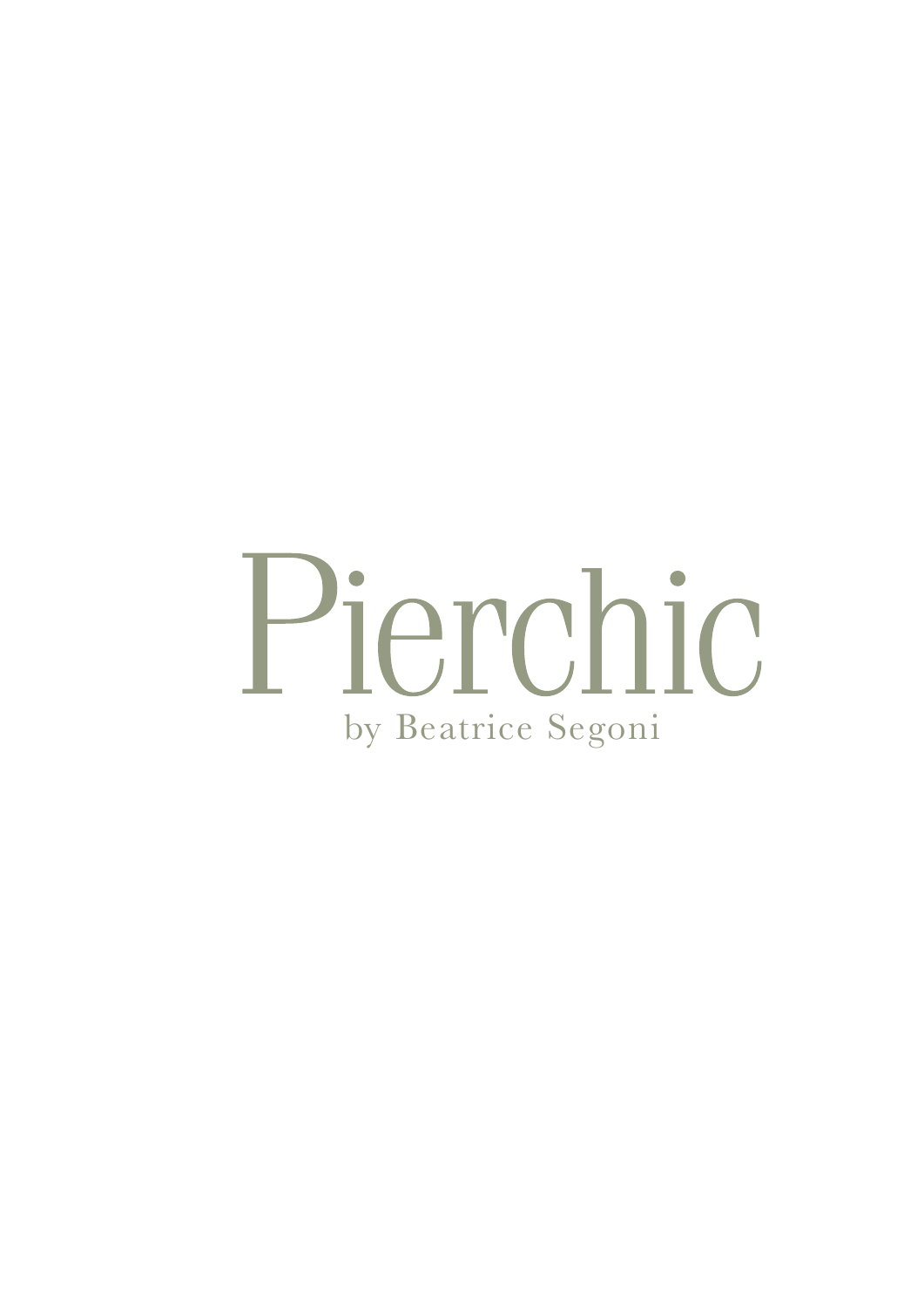# Pierchic

by Beatrice Segoni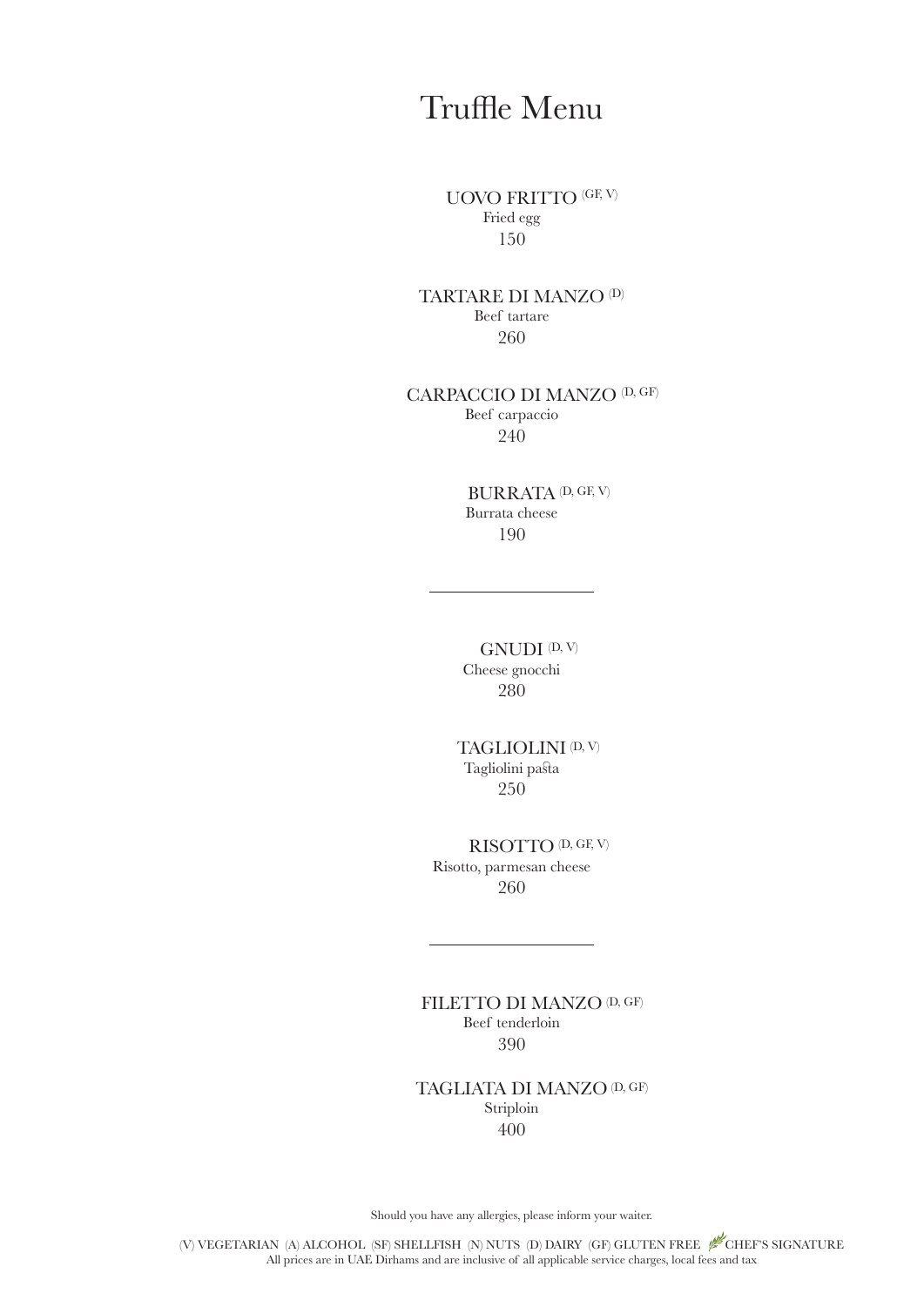# Truffle Menu

UOVO FRITTO (GF, V)
Fried egg
150

TARTARE DI MANZO (D)
Beef tartare
260

CARPACCIO DI MANZO (D, GF)
Beef carpaccio
240

BURRATA (D, GF, V)
Burrata cheese
190

---

GNUDI (D, V)
Cheese gnocchi
280

TAGLIOLINI (D, V)
Tagliolini pasta
250

RISOTTO (D, GF, V)
Risotto, parmesan cheese
260

---

FILETTO DI MANZO (D, GF)
Beef tenderloin
390

TAGLIATA DI MANZO (D, GF)
Striploin
400

Should you have any allergies, please inform your waiter.

(V) VEGETARIAN (A) ALCOHOL (SF) SHELLFISH (N) NUTS (D) DAIRY (GF) GLUTEN FREE CHEF'S SIGNATURE
All prices are in UAE Dirhams and are inclusive of all applicable service charges, local fees and tax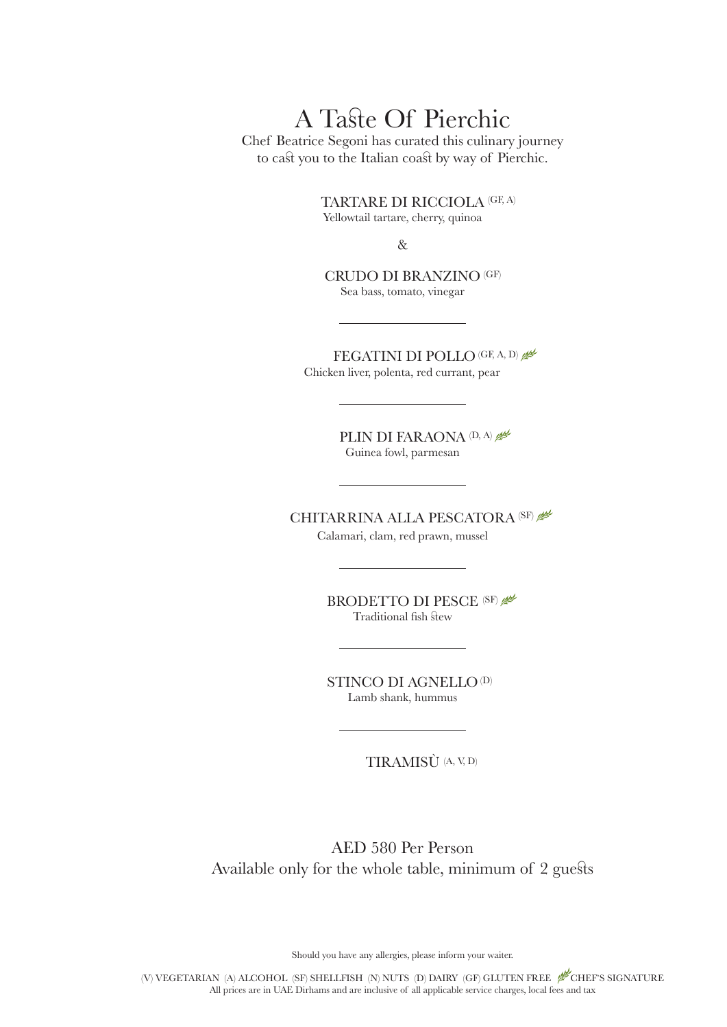# A Taste Of Pierchic

Chef Beatrice Segoni has curated this culinary journey to cast you to the Italian coast by way of Pierchic.

TARTARE DI RICCIOLA (GF, A)
Yellowtail tartare, cherry, quinoa

&

CRUDO DI BRANZINO (GF)
Sea bass, tomato, vinegar

---

FEGATINI DI POLLO (GF, A, D) 🌿
Chicken liver, polenta, red currant, pear

---

PLIN DI FARAONA (D, A) 🌿
Guinea fowl, parmesan

---

CHITARRINA ALLA PESCATORA (SF) 🌿
Calamari, clam, red prawn, mussel

---

BRODETTO DI PESCE (SF) 🌿
Traditional fish stew

---

STINCO DI AGNELLO (D)
Lamb shank, hummus

---

TIRAMISÙ (A, V, D)

AED 580 Per Person
Available only for the whole table, minimum of 2 guests

Should you have any allergies, please inform your waiter.

(V) VEGETARIAN (A) ALCOHOL (SF) SHELLFISH (N) NUTS (D) DAIRY (GF) GLUTEN FREE 🌿 CHEF'S SIGNATURE
All prices are in UAE Dirhams and are inclusive of all applicable service charges, local fees and tax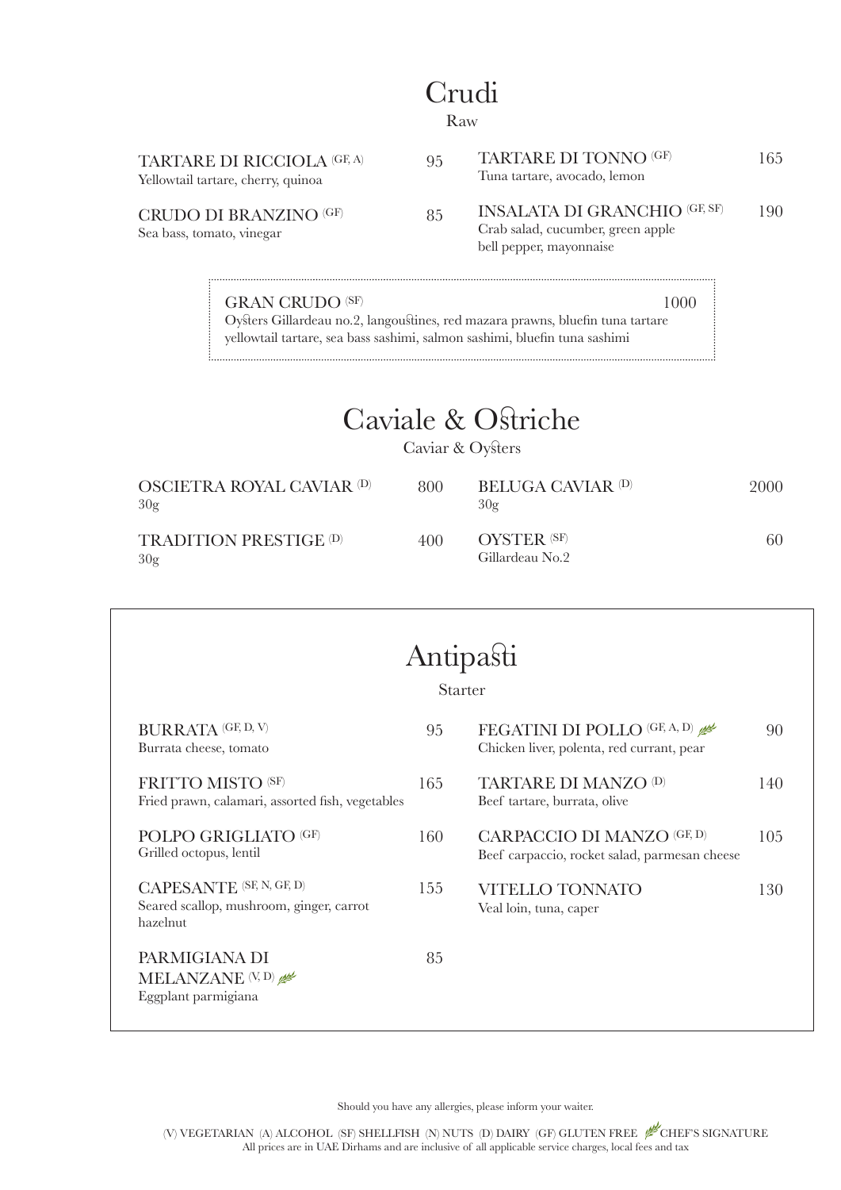# Crudi

Raw

**TARTARE DI RICCIOLA** (GF, A) — 95
Yellowtail tartare, cherry, quinoa

**CRUDO DI BRANZINO** (GF) — 85
Sea bass, tomato, vinegar

**TARTARE DI TONNO** (GF) — 165
Tuna tartare, avocado, lemon

**INSALATA DI GRANCHIO** (GF, SF) — 190
Crab salad, cucumber, green apple
bell pepper, mayonnaise

**GRAN CRUDO** (SF) — 1000
Oysters Gillardeau no.2, langoustines, red mazara prawns, bluefin tuna tartare
yellowtail tartare, sea bass sashimi, salmon sashimi, bluefin tuna sashimi

# Caviale & Ostriche

Caviar & Oysters

**OSCIETRA ROYAL CAVIAR** (D) — 800
30g

**TRADITION PRESTIGE** (D) — 400
30g

**BELUGA CAVIAR** (D) — 2000
30g

**OYSTER** (SF) — 60
Gillardeau No.2

# Antipasti

Starter

**BURRATA** (GF, D, V) — 95
Burrata cheese, tomato

**FRITTO MISTO** (SF) — 165
Fried prawn, calamari, assorted fish, vegetables

**POLPO GRIGLIATO** (GF) — 160
Grilled octopus, lentil

**CAPESANTE** (SF, N, GF, D) — 155
Seared scallop, mushroom, ginger, carrot
hazelnut

**PARMIGIANA DI MELANZANE** (V, D) (Chef's Signature) — 85
Eggplant parmigiana

**FEGATINI DI POLLO** (GF, A, D) (Chef's Signature) — 90
Chicken liver, polenta, red currant, pear

**TARTARE DI MANZO** (D) — 140
Beef tartare, burrata, olive

**CARPACCIO DI MANZO** (GF, D) — 105
Beef carpaccio, rocket salad, parmesan cheese

**VITELLO TONNATO** — 130
Veal loin, tuna, caper

Should you have any allergies, please inform your waiter.

(V) VEGETARIAN (A) ALCOHOL (SF) SHELLFISH (N) NUTS (D) DAIRY (GF) GLUTEN FREE CHEF'S SIGNATURE
All prices are in UAE Dirhams and are inclusive of all applicable service charges, local fees and tax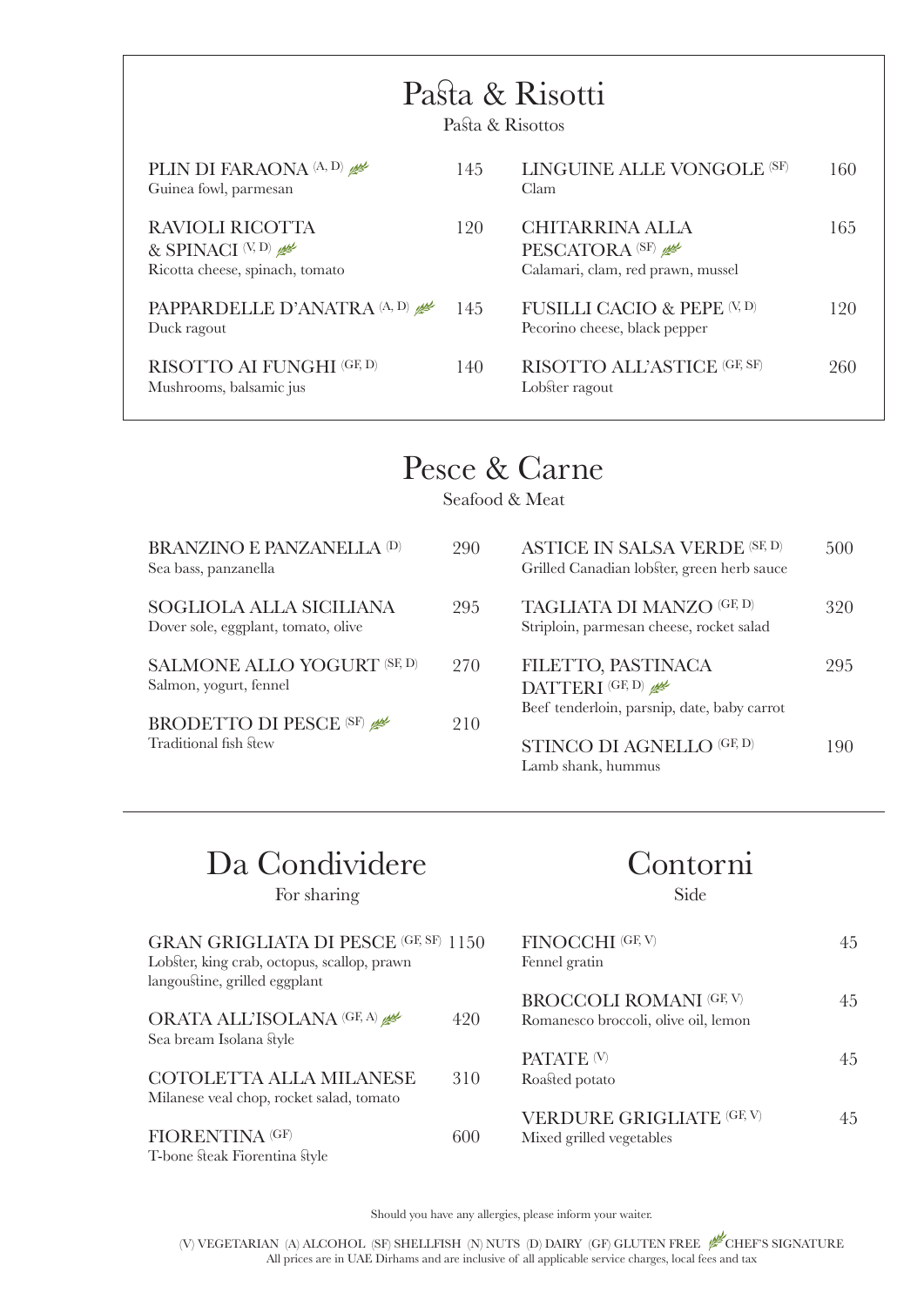# Pasta & Risotti

Pasta & Risottos

**PLIN DI FARAONA** (A, D) 🌿 — 145
Guinea fowl, parmesan

**RAVIOLI RICOTTA & SPINACI** (V, D) 🌿 — 120
Ricotta cheese, spinach, tomato

**PAPPARDELLE D'ANATRA** (A, D) 🌿 — 145
Duck ragout

**RISOTTO AI FUNGHI** (GF, D) — 140
Mushrooms, balsamic jus

**LINGUINE ALLE VONGOLE** (SF) — 160
Clam

**CHITARRINA ALLA PESCATORA** (SF) 🌿 — 165
Calamari, clam, red prawn, mussel

**FUSILLI CACIO & PEPE** (V, D) — 120
Pecorino cheese, black pepper

**RISOTTO ALL'ASTICE** (GF, SF) — 260
Lobster ragout

# Pesce & Carne

Seafood & Meat

**BRANZINO E PANZANELLA** (D) — 290
Sea bass, panzanella

**SOGLIOLA ALLA SICILIANA** — 295
Dover sole, eggplant, tomato, olive

**SALMONE ALLO YOGURT** (SF, D) — 270
Salmon, yogurt, fennel

**BRODETTO DI PESCE** (SF) 🌿 — 210
Traditional fish stew

**ASTICE IN SALSA VERDE** (SF, D) — 500
Grilled Canadian lobster, green herb sauce

**TAGLIATA DI MANZO** (GF, D) — 320
Striploin, parmesan cheese, rocket salad

**FILETTO, PASTINACA DATTERI** (GF, D) 🌿 — 295
Beef tenderloin, parsnip, date, baby carrot

**STINCO DI AGNELLO** (GF, D) — 190
Lamb shank, hummus

# Da Condividere

For sharing

**GRAN GRIGLIATA DI PESCE** (GF, SF) — 1150
Lobster, king crab, octopus, scallop, prawn langoustine, grilled eggplant

**ORATA ALL'ISOLANA** (GF, A) 🌿 — 420
Sea bream Isolana style

**COTOLETTA ALLA MILANESE** — 310
Milanese veal chop, rocket salad, tomato

**FIORENTINA** (GF) — 600
T-bone steak Fiorentina style

# Contorni

Side

**FINOCCHI** (GF, V) — 45
Fennel gratin

**BROCCOLI ROMANI** (GF, V) — 45
Romanesco broccoli, olive oil, lemon

**PATATE** (V) — 45
Roasted potato

**VERDURE GRIGLIATE** (GF, V) — 45
Mixed grilled vegetables

Should you have any allergies, please inform your waiter.

(V) VEGETARIAN (A) ALCOHOL (SF) SHELLFISH (N) NUTS (D) DAIRY (GF) GLUTEN FREE 🌿 CHEF'S SIGNATURE
All prices are in UAE Dirhams and are inclusive of all applicable service charges, local fees and tax